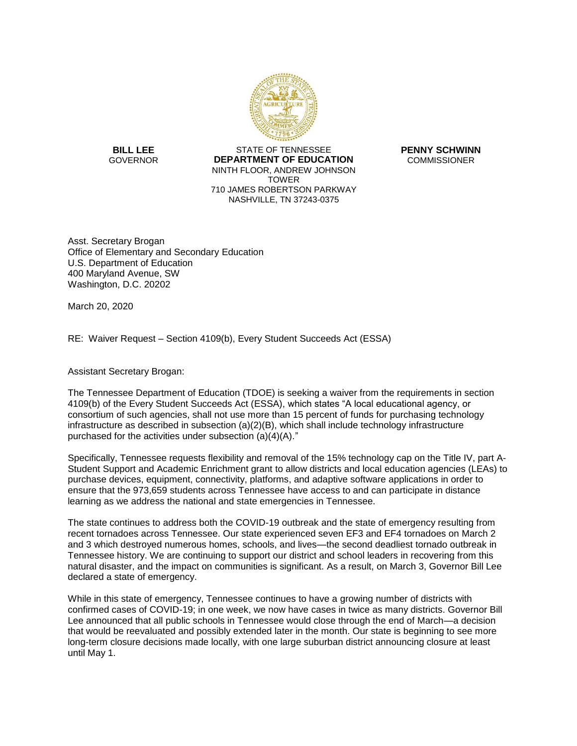**BILL LEE**
GOVERNOR

STATE OF TENNESSEE
**DEPARTMENT OF EDUCATION**
NINTH FLOOR, ANDREW JOHNSON TOWER
710 JAMES ROBERTSON PARKWAY
NASHVILLE, TN 37243-0375

**PENNY SCHWINN**
COMMISSIONER

Asst. Secretary Brogan
Office of Elementary and Secondary Education
U.S. Department of Education
400 Maryland Avenue, SW
Washington, D.C. 20202

March 20, 2020

RE: Waiver Request – Section 4109(b), Every Student Succeeds Act (ESSA)

Assistant Secretary Brogan:

The Tennessee Department of Education (TDOE) is seeking a waiver from the requirements in section 4109(b) of the Every Student Succeeds Act (ESSA), which states "A local educational agency, or consortium of such agencies, shall not use more than 15 percent of funds for purchasing technology infrastructure as described in subsection (a)(2)(B), which shall include technology infrastructure purchased for the activities under subsection (a)(4)(A)."

Specifically, Tennessee requests flexibility and removal of the 15% technology cap on the Title IV, part A-Student Support and Academic Enrichment grant to allow districts and local education agencies (LEAs) to purchase devices, equipment, connectivity, platforms, and adaptive software applications in order to ensure that the 973,659 students across Tennessee have access to and can participate in distance learning as we address the national and state emergencies in Tennessee.

The state continues to address both the COVID-19 outbreak and the state of emergency resulting from recent tornadoes across Tennessee. Our state experienced seven EF3 and EF4 tornadoes on March 2 and 3 which destroyed numerous homes, schools, and lives—the second deadliest tornado outbreak in Tennessee history. We are continuing to support our district and school leaders in recovering from this natural disaster, and the impact on communities is significant. As a result, on March 3, Governor Bill Lee declared a state of emergency.

While in this state of emergency, Tennessee continues to have a growing number of districts with confirmed cases of COVID-19; in one week, we now have cases in twice as many districts. Governor Bill Lee announced that all public schools in Tennessee would close through the end of March—a decision that would be reevaluated and possibly extended later in the month. Our state is beginning to see more long-term closure decisions made locally, with one large suburban district announcing closure at least until May 1.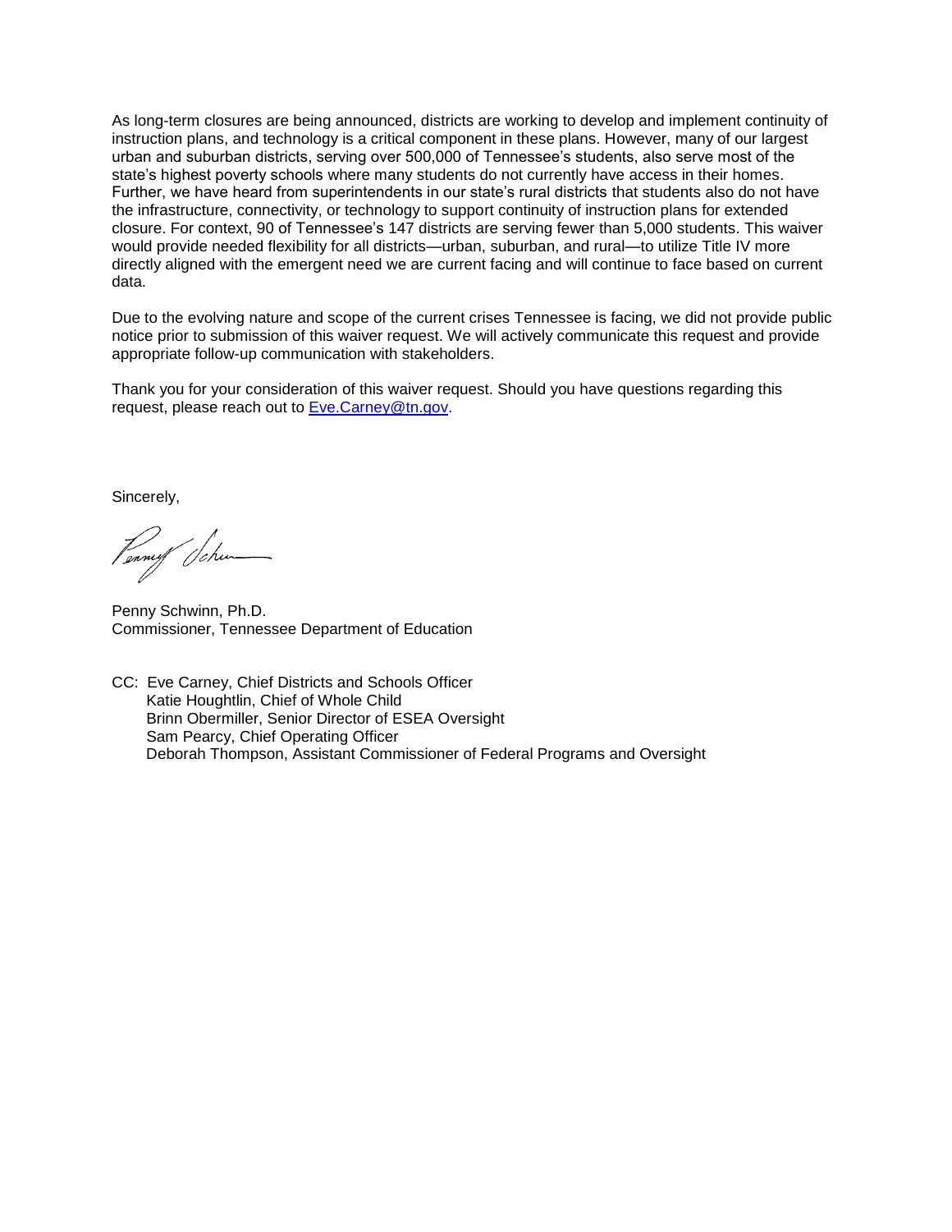As long-term closures are being announced, districts are working to develop and implement continuity of instruction plans, and technology is a critical component in these plans. However, many of our largest urban and suburban districts, serving over 500,000 of Tennessee's students, also serve most of the state's highest poverty schools where many students do not currently have access in their homes. Further, we have heard from superintendents in our state's rural districts that students also do not have the infrastructure, connectivity, or technology to support continuity of instruction plans for extended closure. For context, 90 of Tennessee's 147 districts are serving fewer than 5,000 students. This waiver would provide needed flexibility for all districts—urban, suburban, and rural—to utilize Title IV more directly aligned with the emergent need we are current facing and will continue to face based on current data.

Due to the evolving nature and scope of the current crises Tennessee is facing, we did not provide public notice prior to submission of this waiver request. We will actively communicate this request and provide appropriate follow-up communication with stakeholders.

Thank you for your consideration of this waiver request. Should you have questions regarding this request, please reach out to [Eve.Carney@tn.gov](mailto:Eve.Carney@tn.gov).

Sincerely,

Penny Schwinn, Ph.D.
Commissioner, Tennessee Department of Education

CC: Eve Carney, Chief Districts and Schools Officer
Katie Houghtlin, Chief of Whole Child
Brinn Obermiller, Senior Director of ESEA Oversight
Sam Pearcy, Chief Operating Officer
Deborah Thompson, Assistant Commissioner of Federal Programs and Oversight